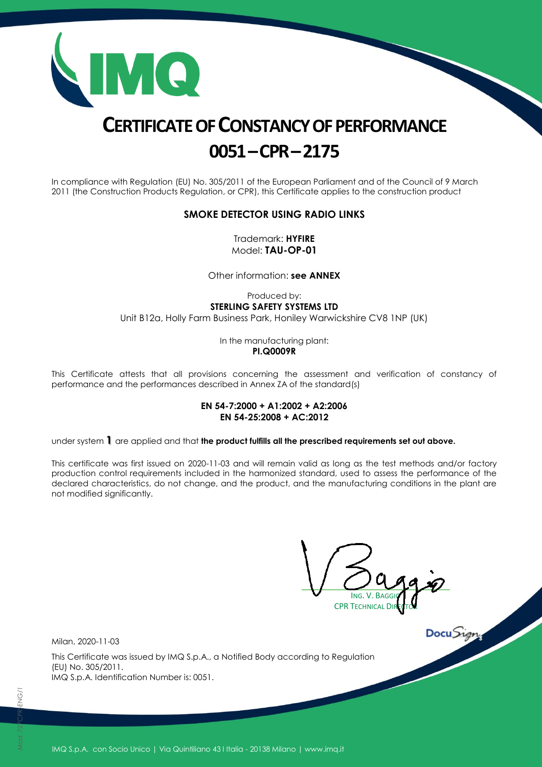# CERTIFICATE OF CONSTANCY OF PERFORMANCE

# 0051 – CPR – 2175

In compliance with Regulation (EU) No. 305/2011 of the European Parliament and of the Council of 9 March 2011 (the Construction Products Regulation, or CPR), this Certificate applies to the construction product

**SMOKE DETECTOR USING RADIO LINKS**

Trademark: **HYFIRE**
Model: **TAU-OP-01**

Other information: **see ANNEX**

Produced by:
**STERLING SAFETY SYSTEMS LTD**
Unit B12a, Holly Farm Business Park, Honiley Warwickshire CV8 1NP (UK)

In the manufacturing plant:
**PI.Q0009R**

This Certificate attests that all provisions concerning the assessment and verification of constancy of performance and the performances described in Annex ZA of the standard(s)

**EN 54-7:2000 + A1:2002 + A2:2006**
**EN 54-25:2008 + AC:2012**

under system **1** are applied and that **the product fulfills all the prescribed requirements set out above.**

This certificate was first issued on 2020-11-03 and will remain valid as long as the test methods and/or factory production control requirements included in the harmonized standard, used to assess the performance of the declared characteristics, do not change, and the product, and the manufacturing conditions in the plant are not modified significantly.

ING. V. BAGGIO
CPR TECHNICAL DIRECTOR

Milan, 2020-11-03

This Certificate was issued by IMQ S.p.A., a Notified Body according to Regulation (EU) No. 305/2011.
IMQ S.p.A. Identification Number is: 0051.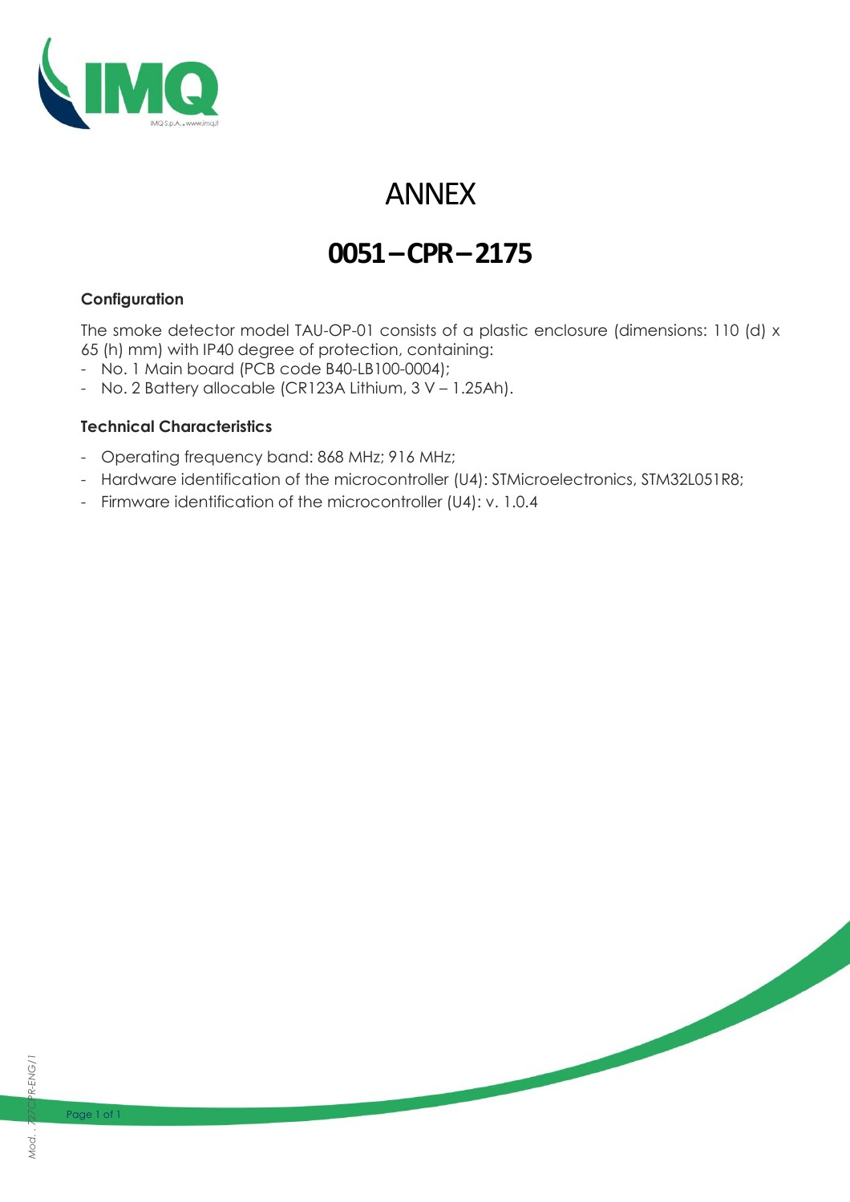# ANNEX

## 0051 – CPR – 2175

**Configuration**

The smoke detector model TAU-OP-01 consists of a plastic enclosure (dimensions: 110 (d) x 65 (h) mm) with IP40 degree of protection, containing:

- No. 1 Main board (PCB code B40-LB100-0004);
- No. 2 Battery allocable (CR123A Lithium, 3 V – 1.25Ah).

**Technical Characteristics**

- Operating frequency band: 868 MHz; 916 MHz;
- Hardware identification of the microcontroller (U4): STMicroelectronics, STM32L051R8;
- Firmware identification of the microcontroller (U4): v. 1.0.4